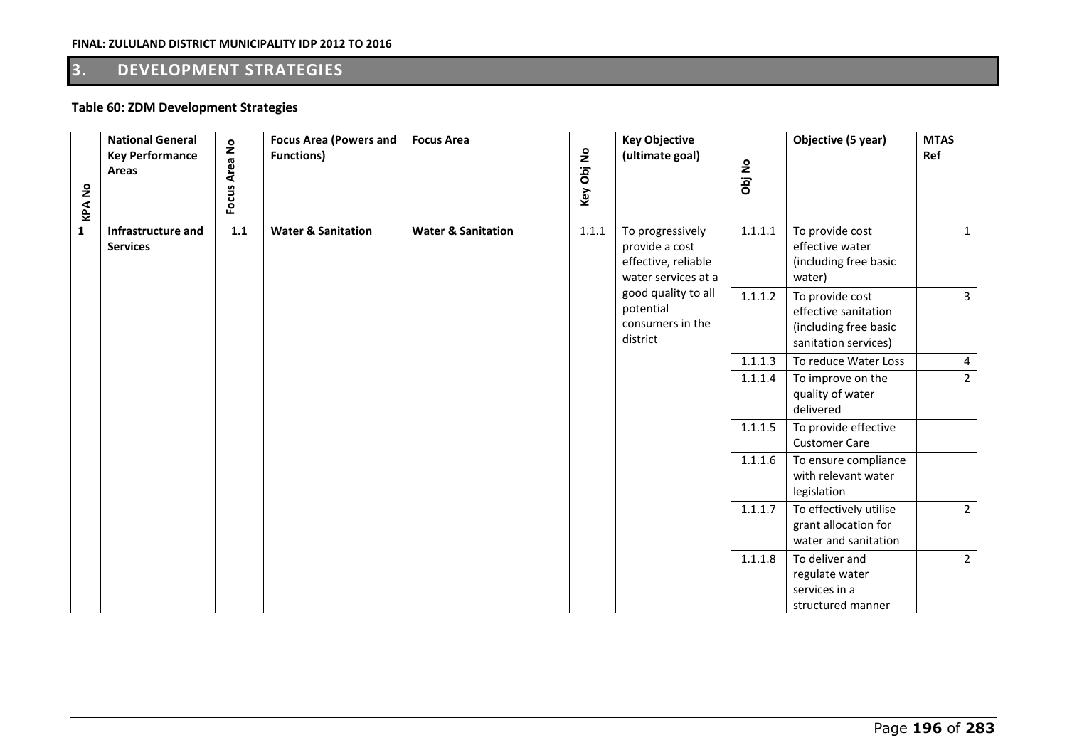## 3. DEVELOPMENT STRATEGIES

**Table 60: ZDM Development Strategies**

| KPA No | National General Key Performance Areas | Focus Area No | Focus Area (Powers and Functions) | Focus Area | Key Obj No | Key Objective (ultimate goal) | Obj No | Objective (5 year) | MTAS Ref |
|---|---|---|---|---|---|---|---|---|---|
| **1** | **Infrastructure and Services** | **1.1** | **Water & Sanitation** | **Water & Sanitation** | 1.1.1 | To progressively provide a cost effective, reliable water services at a good quality to all potential consumers in the district | 1.1.1.1 | To provide cost effective water (including free basic water) | 1 |
| | | | | | | | 1.1.1.2 | To provide cost effective sanitation (including free basic sanitation services) | 3 |
| | | | | | | | 1.1.1.3 | To reduce Water Loss | 4 |
| | | | | | | | 1.1.1.4 | To improve on the quality of water delivered | 2 |
| | | | | | | | 1.1.1.5 | To provide effective Customer Care | |
| | | | | | | | 1.1.1.6 | To ensure compliance with relevant water legislation | |
| | | | | | | | 1.1.1.7 | To effectively utilise grant allocation for water and sanitation | 2 |
| | | | | | | | 1.1.1.8 | To deliver and regulate water services in a structured manner | 2 |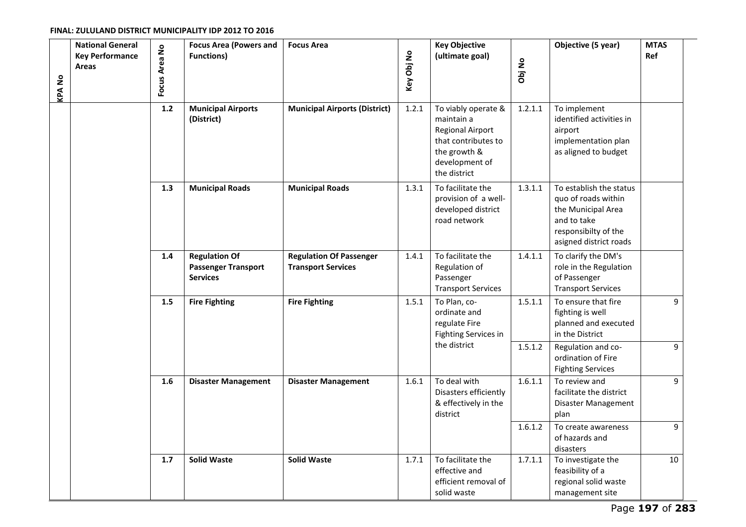| KPA No | National General Key Performance Areas | Focus Area No | Focus Area (Powers and Functions) | Focus Area | Key Obj No | Key Objective (ultimate goal) | Obj No | Objective (5 year) | MTAS Ref |
|---|---|---|---|---|---|---|---|---|---|
| | | 1.2 | **Municipal Airports (District)** | **Municipal Airports (District)** | 1.2.1 | To viably operate & maintain a Regional Airport that contributes to the growth & development of the district | 1.2.1.1 | To implement identified activities in airport implementation plan as aligned to budget | |
| | | 1.3 | **Municipal Roads** | **Municipal Roads** | 1.3.1 | To facilitate the provision of a well-developed district road network | 1.3.1.1 | To establish the status quo of roads within the Municipal Area and to take responsibilty of the asigned district roads | |
| | | 1.4 | **Regulation Of Passenger Transport Services** | **Regulation Of Passenger Transport Services** | 1.4.1 | To facilitate the Regulation of Passenger Transport Services | 1.4.1.1 | To clarify the DM's role in the Regulation of Passenger Transport Services | |
| | | 1.5 | **Fire Fighting** | **Fire Fighting** | 1.5.1 | To Plan, co-ordinate and regulate Fire Fighting Services in the district | 1.5.1.1 | To ensure that fire fighting is well planned and executed in the District | 9 |
| | | | | | | | 1.5.1.2 | Regulation and co-ordination of Fire Fighting Services | 9 |
| | | 1.6 | **Disaster Management** | **Disaster Management** | 1.6.1 | To deal with Disasters efficiently & effectively in the district | 1.6.1.1 | To review and facilitate the district Disaster Management plan | 9 |
| | | | | | | | 1.6.1.2 | To create awareness of hazards and disasters | 9 |
| | | 1.7 | **Solid Waste** | **Solid Waste** | 1.7.1 | To facilitate the effective and efficient removal of solid waste | 1.7.1.1 | To investigate the feasibility of a regional solid waste management site | 10 |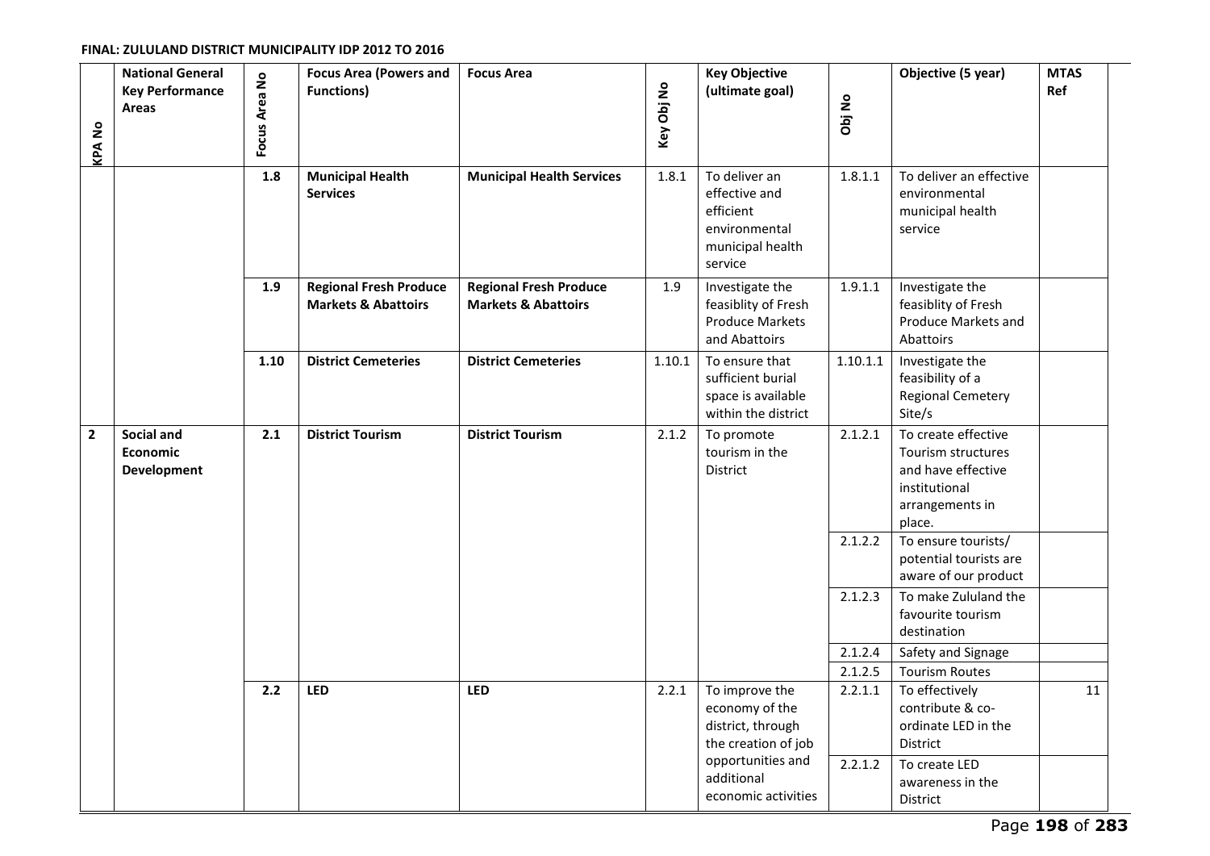**FINAL: ZULULAND DISTRICT MUNICIPALITY IDP 2012 TO 2016**

| KPA No | National General Key Performance Areas | Focus Area No | Focus Area (Powers and Functions) | Focus Area | Key Obj No | Key Objective (ultimate goal) | Obj No | Objective (5 year) | MTAS Ref |
|---|---|---|---|---|---|---|---|---|---|
| | | **1.8** | **Municipal Health Services** | **Municipal Health Services** | 1.8.1 | To deliver an effective and efficient environmental municipal health service | 1.8.1.1 | To deliver an effective environmental municipal health service | |
| | | **1.9** | **Regional Fresh Produce Markets & Abattoirs** | **Regional Fresh Produce Markets & Abattoirs** | 1.9 | Investigate the feasiblity of Fresh Produce Markets and Abattoirs | 1.9.1.1 | Investigate the feasiblity of Fresh Produce Markets and Abattoirs | |
| | | **1.10** | **District Cemeteries** | **District Cemeteries** | 1.10.1 | To ensure that sufficient burial space is available within the district | 1.10.1.1 | Investigate the feasibility of a Regional Cemetery Site/s | |
| **2** | **Social and Economic Development** | **2.1** | **District Tourism** | **District Tourism** | 2.1.2 | To promote tourism in the District | 2.1.2.1 | To create effective Tourism structures and have effective institutional arrangements in place. | |
| | | | | | | | 2.1.2.2 | To ensure tourists/ potential tourists are aware of our product | |
| | | | | | | | 2.1.2.3 | To make Zululand the favourite tourism destination | |
| | | | | | | | 2.1.2.4 | Safety and Signage | |
| | | | | | | | 2.1.2.5 | Tourism Routes | |
| | | **2.2** | **LED** | **LED** | 2.2.1 | To improve the economy of the district, through the creation of job opportunities and additional economic activities | 2.2.1.1 | To effectively contribute & co-ordinate LED in the District | 11 |
| | | | | | | | 2.2.1.2 | To create LED awareness in the District | |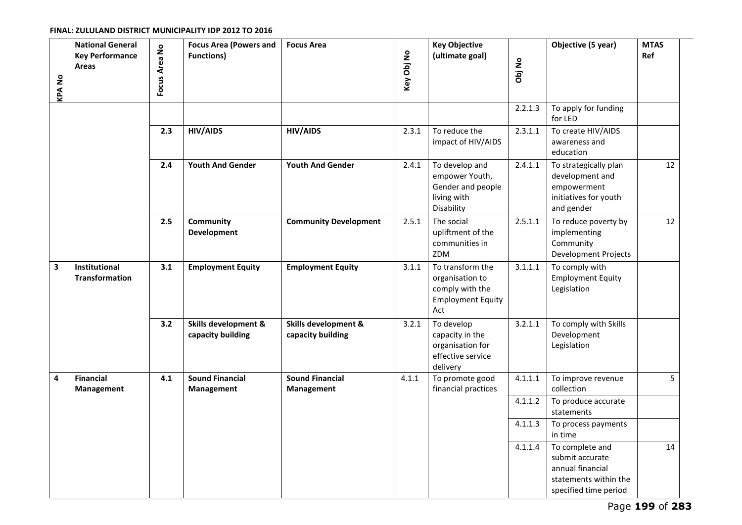| KPA No | National General Key Performance Areas | Focus Area No | Focus Area (Powers and Functions) | Focus Area | Key Obj No | Key Objective (ultimate goal) | Obj No | Objective (5 year) | MTAS Ref |
|---|---|---|---|---|---|---|---|---|---|
| | | | | | | | 2.2.1.3 | To apply for funding for LED | |
| | | **2.3** | **HIV/AIDS** | **HIV/AIDS** | 2.3.1 | To reduce the impact of HIV/AIDS | 2.3.1.1 | To create HIV/AIDS awareness and education | |
| | | **2.4** | **Youth And Gender** | **Youth And Gender** | 2.4.1 | To develop and empower Youth, Gender and people living with Disability | 2.4.1.1 | To strategically plan development and empowerment initiatives for youth and gender | 12 |
| | | **2.5** | **Community Development** | **Community Development** | 2.5.1 | The social upliftment of the communities in ZDM | 2.5.1.1 | To reduce poverty by implementing Community Development Projects | 12 |
| **3** | **Institutional Transformation** | **3.1** | **Employment Equity** | **Employment Equity** | 3.1.1 | To transform the organisation to comply with the Employment Equity Act | 3.1.1.1 | To comply with Employment Equity Legislation | |
| | | **3.2** | **Skills development & capacity building** | **Skills development & capacity building** | 3.2.1 | To develop capacity in the organisation for effective service delivery | 3.2.1.1 | To comply with Skills Development Legislation | |
| **4** | **Financial Management** | **4.1** | **Sound Financial Management** | **Sound Financial Management** | 4.1.1 | To promote good financial practices | 4.1.1.1 | To improve revenue collection | 5 |
| | | | | | | | 4.1.1.2 | To produce accurate statements | |
| | | | | | | | 4.1.1.3 | To process payments in time | |
| | | | | | | | 4.1.1.4 | To complete and submit accurate annual financial statements within the specified time period | 14 |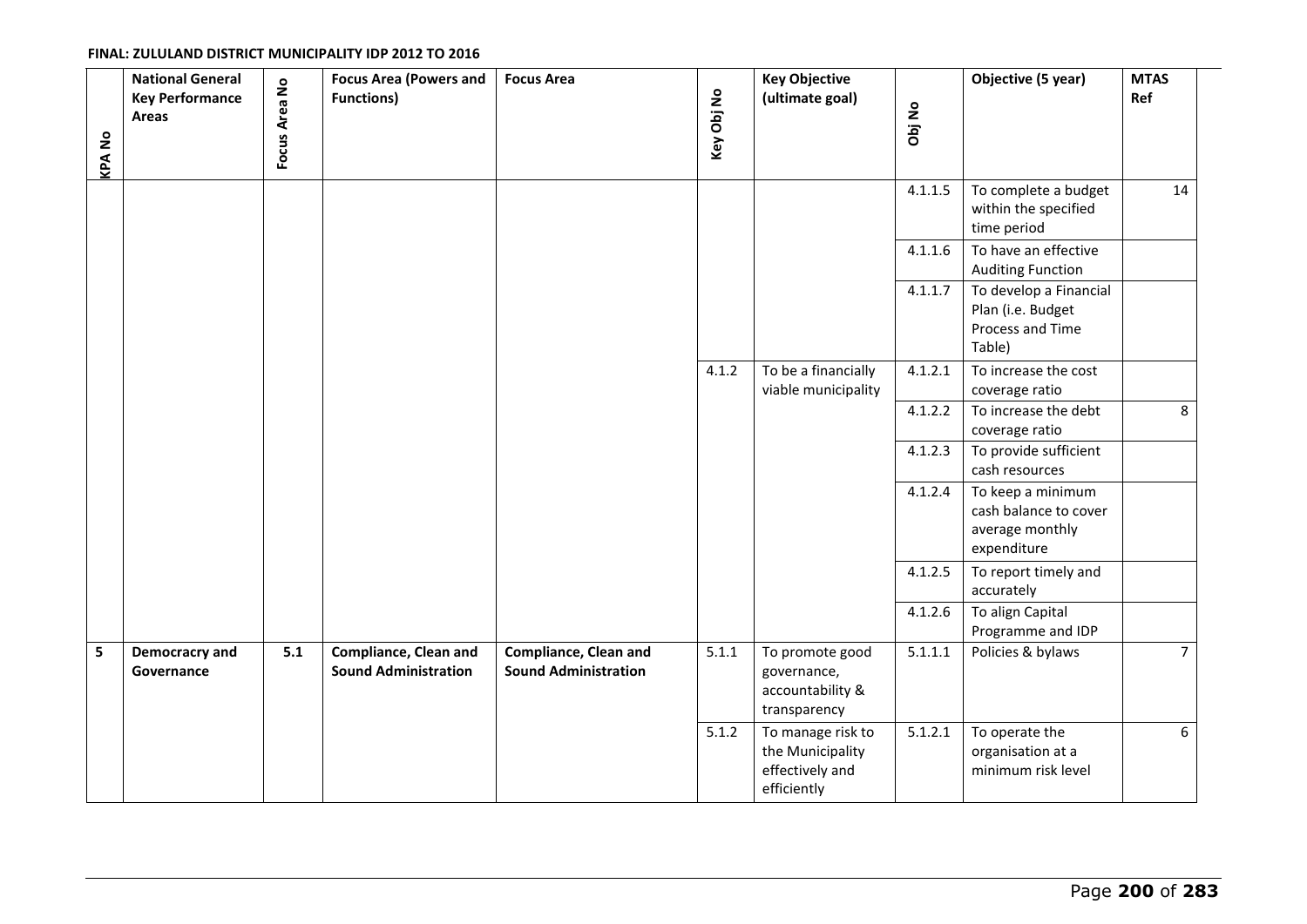| KPA No | National General Key Performance Areas | Focus Area No | Focus Area (Powers and Functions) | Focus Area | Key Obj No | Key Objective (ultimate goal) | Obj No | Objective (5 year) | MTAS Ref |
|---|---|---|---|---|---|---|---|---|---|
| | | | | | | | 4.1.1.5 | To complete a budget within the specified time period | 14 |
| | | | | | | | 4.1.1.6 | To have an effective Auditing Function | |
| | | | | | | | 4.1.1.7 | To develop a Financial Plan (i.e. Budget Process and Time Table) | |
| | | | | | 4.1.2 | To be a financially viable municipality | 4.1.2.1 | To increase the cost coverage ratio | |
| | | | | | | | 4.1.2.2 | To increase the debt coverage ratio | 8 |
| | | | | | | | 4.1.2.3 | To provide sufficient cash resources | |
| | | | | | | | 4.1.2.4 | To keep a minimum cash balance to cover average monthly expenditure | |
| | | | | | | | 4.1.2.5 | To report timely and accurately | |
| | | | | | | | 4.1.2.6 | To align Capital Programme and IDP | |
| **5** | **Democracry and Governance** | **5.1** | **Compliance, Clean and Sound Administration** | **Compliance, Clean and Sound Administration** | 5.1.1 | To promote good governance, accountability & transparency | 5.1.1.1 | Policies & bylaws | 7 |
| | | | | | 5.1.2 | To manage risk to the Municipality effectively and efficiently | 5.1.2.1 | To operate the organisation at a minimum risk level | 6 |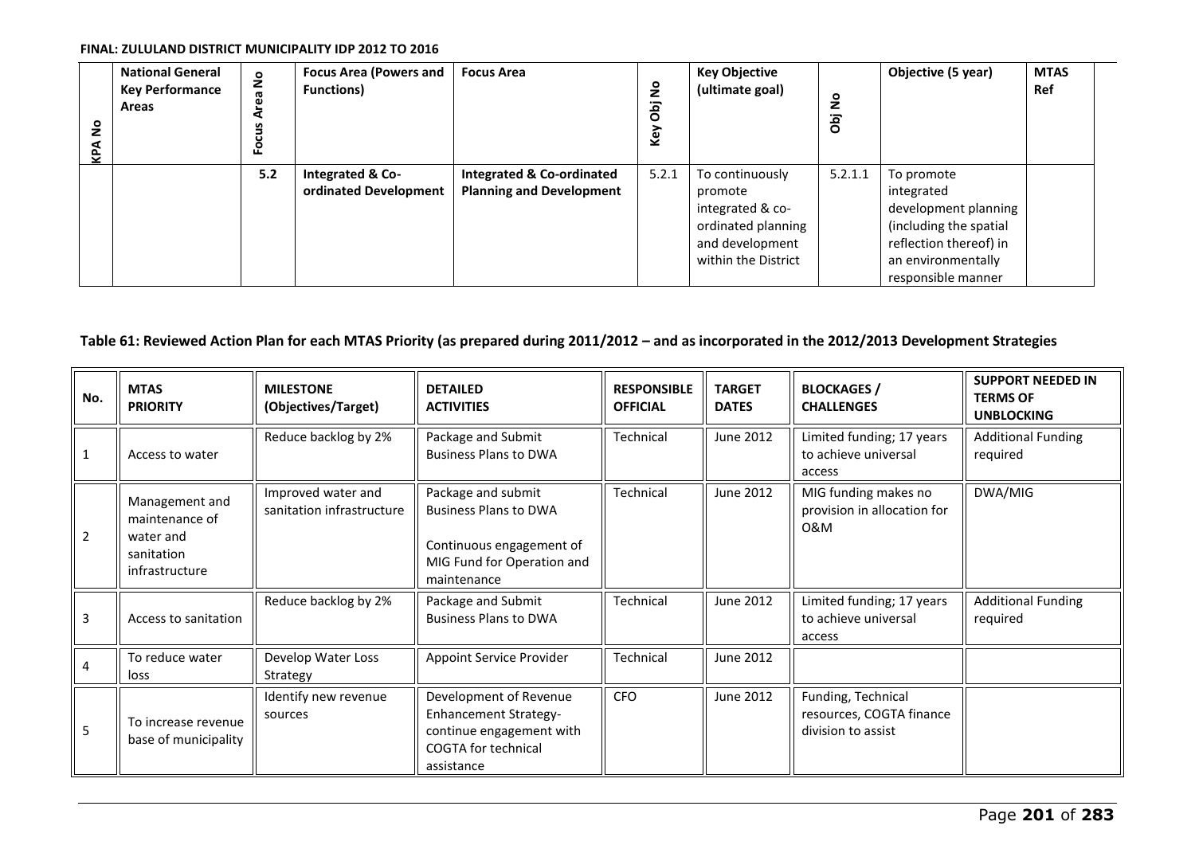| KPA No | National General Key Performance Areas | Focus Area No | Focus Area (Powers and Functions) | Focus Area | Key Obj No | Key Objective (ultimate goal) | Obj No | Objective (5 year) | MTAS Ref |
|---|---|---|---|---|---|---|---|---|---|
| | | 5.2 | **Integrated & Co-ordinated Development** | **Integrated & Co-ordinated Planning and Development** | 5.2.1 | To continuously promote integrated & co-ordinated planning and development within the District | 5.2.1.1 | To promote integrated development planning (including the spatial reflection thereof) in an environmentally responsible manner | |

**Table 61: Reviewed Action Plan for each MTAS Priority (as prepared during 2011/2012 – and as incorporated in the 2012/2013 Development Strategies**

| No. | MTAS PRIORITY | MILESTONE (Objectives/Target) | DETAILED ACTIVITIES | RESPONSIBLE OFFICIAL | TARGET DATES | BLOCKAGES / CHALLENGES | SUPPORT NEEDED IN TERMS OF UNBLOCKING |
|---|---|---|---|---|---|---|---|
| 1 | Access to water | Reduce backlog by 2% | Package and Submit Business Plans to DWA | Technical | June 2012 | Limited funding; 17 years to achieve universal access | Additional Funding required |
| 2 | Management and maintenance of water and sanitation infrastructure | Improved water and sanitation infrastructure | Package and submit Business Plans to DWA<br><br>Continuous engagement of MIG Fund for Operation and maintenance | Technical | June 2012 | MIG funding makes no provision in allocation for O&M | DWA/MIG |
| 3 | Access to sanitation | Reduce backlog by 2% | Package and Submit Business Plans to DWA | Technical | June 2012 | Limited funding; 17 years to achieve universal access | Additional Funding required |
| 4 | To reduce water loss | Develop Water Loss Strategy | Appoint Service Provider | Technical | June 2012 | | |
| 5 | To increase revenue base of municipality | Identify new revenue sources | Development of Revenue Enhancement Strategy- continue engagement with COGTA for technical assistance | CFO | June 2012 | Funding, Technical resources, COGTA finance division to assist | |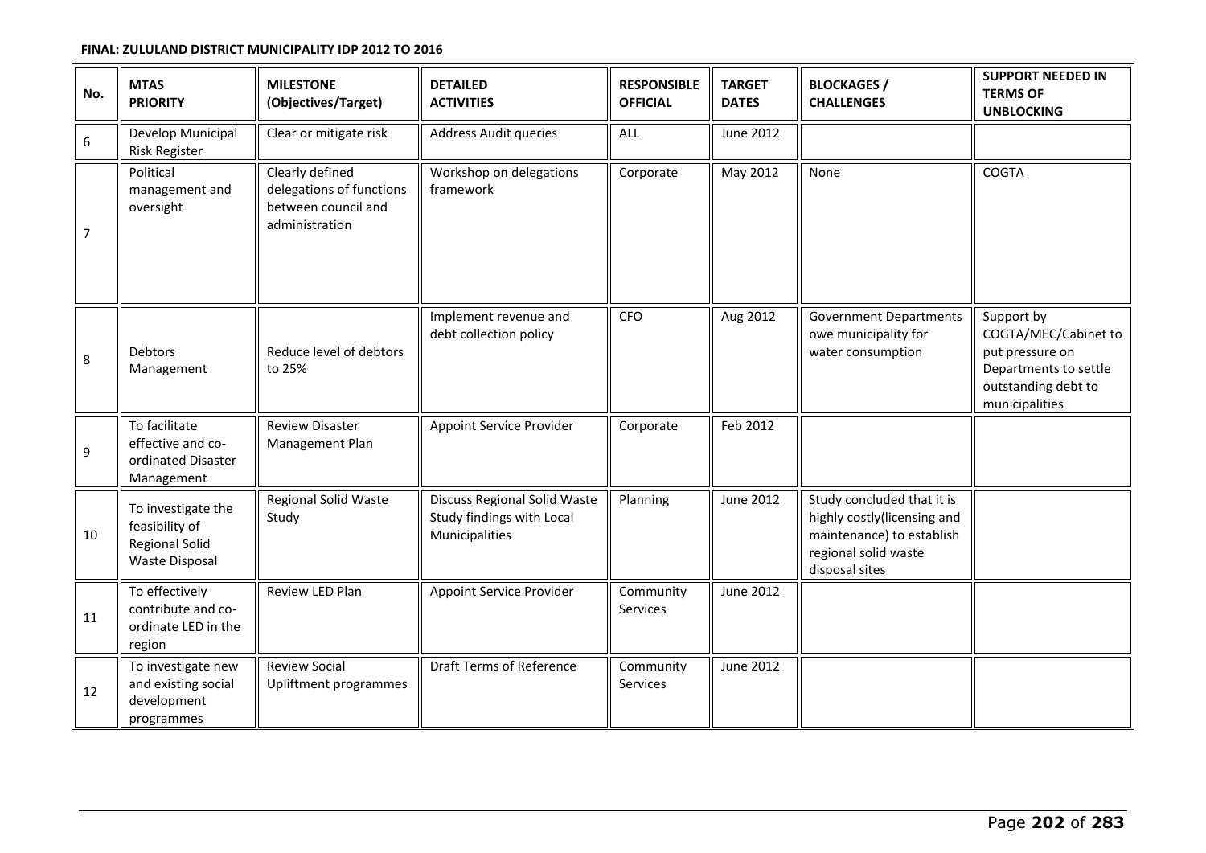**FINAL: ZULULAND DISTRICT MUNICIPALITY IDP 2012 TO 2016**

| No. | MTAS PRIORITY | MILESTONE (Objectives/Target) | DETAILED ACTIVITIES | RESPONSIBLE OFFICIAL | TARGET DATES | BLOCKAGES / CHALLENGES | SUPPORT NEEDED IN TERMS OF UNBLOCKING |
|---|---|---|---|---|---|---|---|
| 6 | Develop Municipal Risk Register | Clear or mitigate risk | Address Audit queries | ALL | June 2012 | | |
| 7 | Political management and oversight | Clearly defined delegations of functions between council and administration | Workshop on delegations framework | Corporate | May 2012 | None | COGTA |
| 8 | Debtors Management | Reduce level of debtors to 25% | Implement revenue and debt collection policy | CFO | Aug 2012 | Government Departments owe municipality for water consumption | Support by COGTA/MEC/Cabinet to put pressure on Departments to settle outstanding debt to municipalities |
| 9 | To facilitate effective and co-ordinated Disaster Management | Review Disaster Management Plan | Appoint Service Provider | Corporate | Feb 2012 | | |
| 10 | To investigate the feasibility of Regional Solid Waste Disposal | Regional Solid Waste Study | Discuss Regional Solid Waste Study findings with Local Municipalities | Planning | June 2012 | Study concluded that it is highly costly(licensing and maintenance) to establish regional solid waste disposal sites | |
| 11 | To effectively contribute and co-ordinate LED in the region | Review LED Plan | Appoint Service Provider | Community Services | June 2012 | | |
| 12 | To investigate new and existing social development programmes | Review Social Upliftment programmes | Draft Terms of Reference | Community Services | June 2012 | | |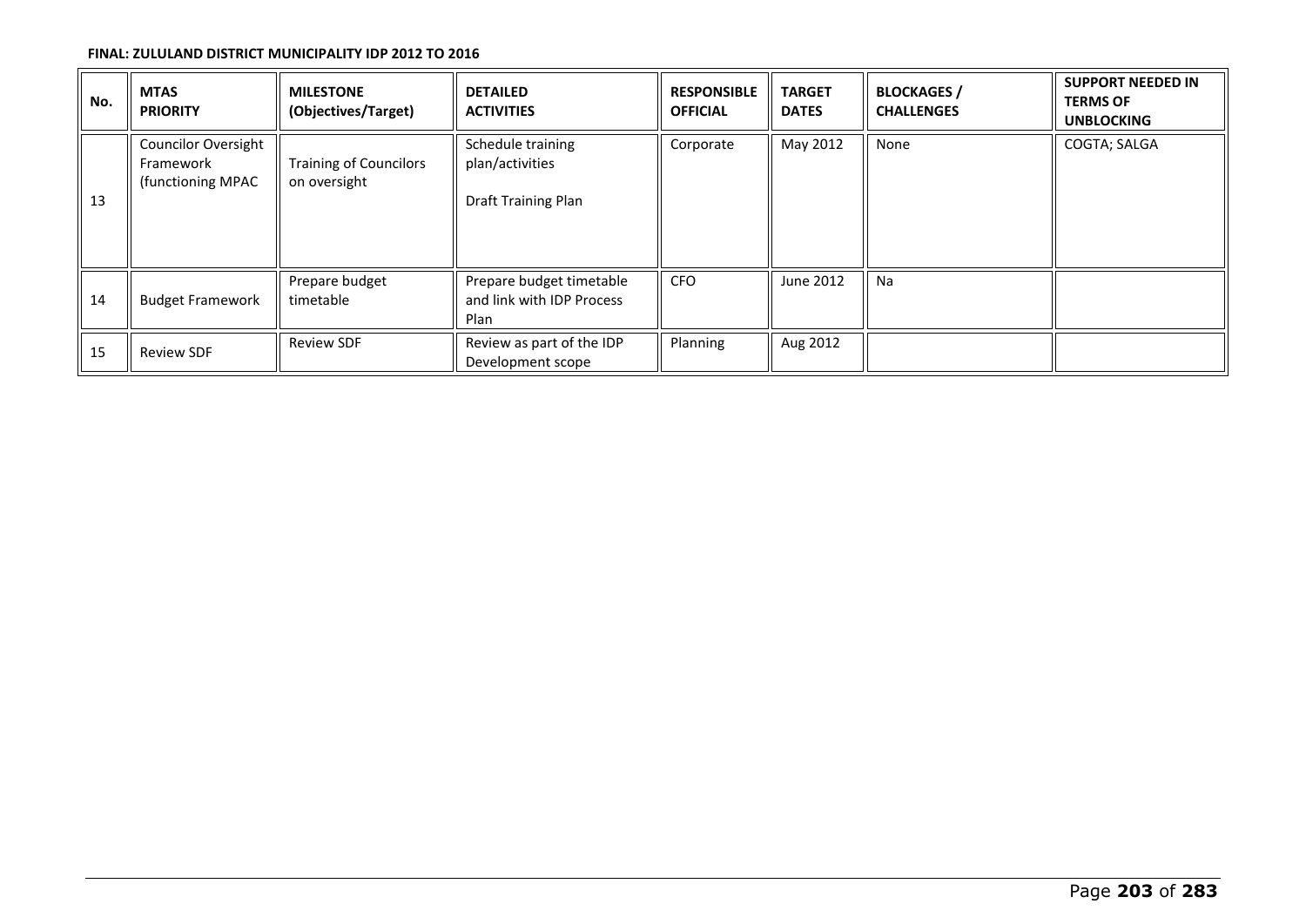**FINAL: ZULULAND DISTRICT MUNICIPALITY IDP 2012 TO 2016**

| No. | MTAS PRIORITY | MILESTONE (Objectives/Target) | DETAILED ACTIVITIES | RESPONSIBLE OFFICIAL | TARGET DATES | BLOCKAGES / CHALLENGES | SUPPORT NEEDED IN TERMS OF UNBLOCKING |
|---|---|---|---|---|---|---|---|
| 13 | Councilor Oversight Framework (functioning MPAC | Training of Councilors on oversight | Schedule training plan/activities<br><br>Draft Training Plan | Corporate | May 2012 | None | COGTA; SALGA |
| 14 | Budget Framework | Prepare budget timetable | Prepare budget timetable and link with IDP Process Plan | CFO | June 2012 | Na | |
| 15 | Review SDF | Review SDF | Review as part of the IDP Development scope | Planning | Aug 2012 | | |